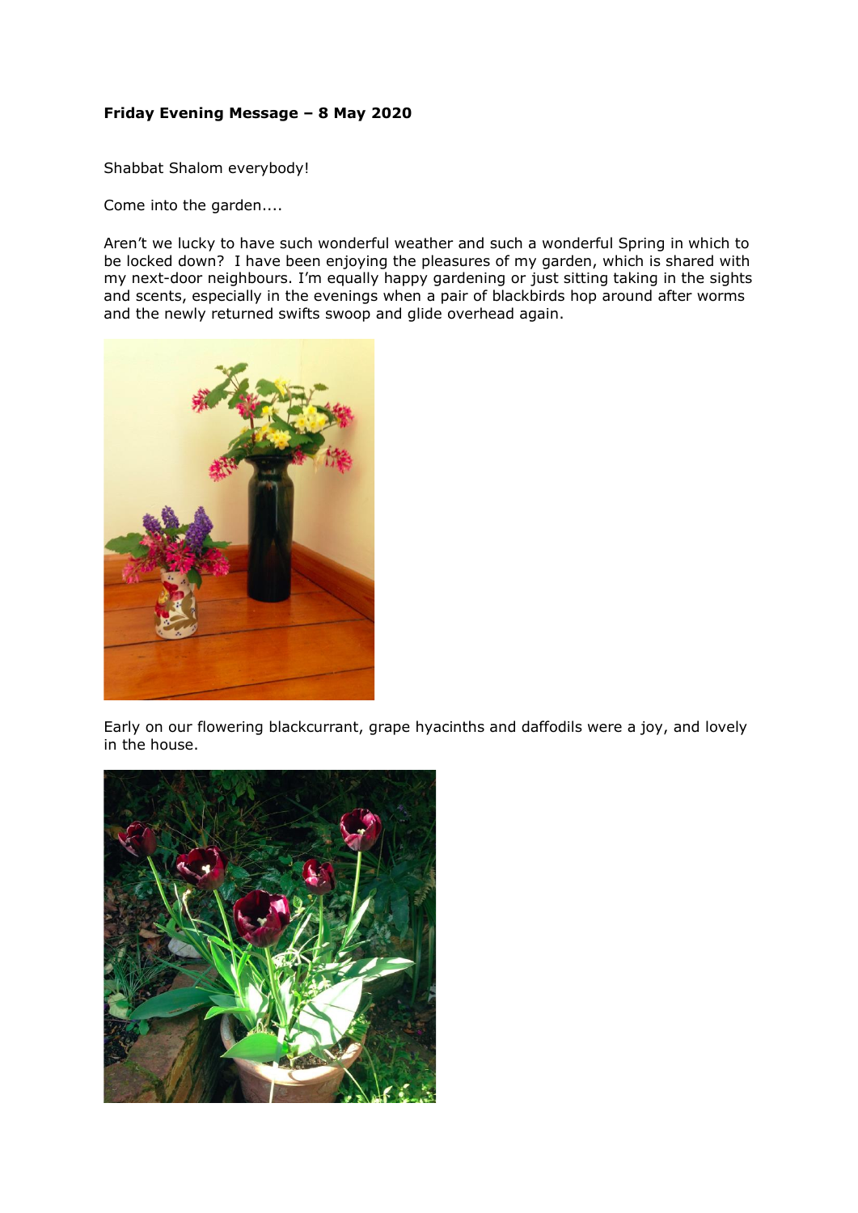**Friday Evening Message – 8 May 2020**

Shabbat Shalom everybody!

Come into the garden....

Aren't we lucky to have such wonderful weather and such a wonderful Spring in which to be locked down? I have been enjoying the pleasures of my garden, which is shared with my next-door neighbours. I'm equally happy gardening or just sitting taking in the sights and scents, especially in the evenings when a pair of blackbirds hop around after worms and the newly returned swifts swoop and glide overhead again.

Early on our flowering blackcurrant, grape hyacinths and daffodils were a joy, and lovely in the house.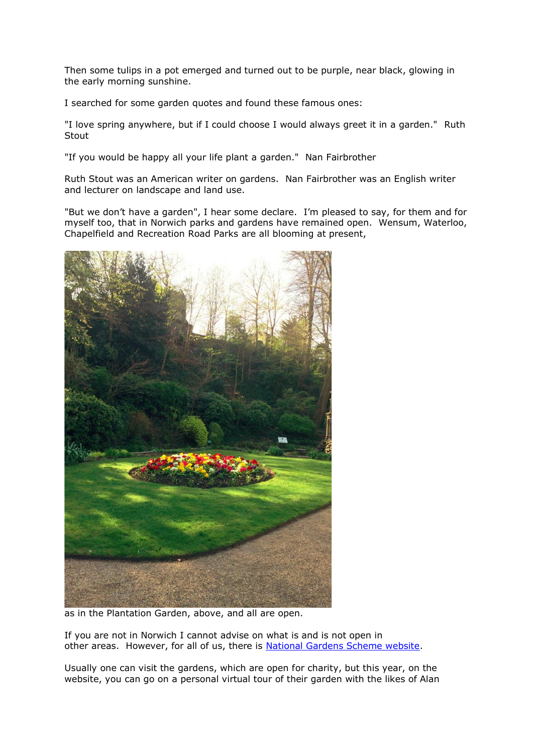Then some tulips in a pot emerged and turned out to be purple, near black, glowing in the early morning sunshine.

I searched for some garden quotes and found these famous ones:

"I love spring anywhere, but if I could choose I would always greet it in a garden."  Ruth Stout

"If you would be happy all your life plant a garden."  Nan Fairbrother

Ruth Stout was an American writer on gardens.  Nan Fairbrother was an English writer and lecturer on landscape and land use.

"But we don't have a garden", I hear some declare.  I'm pleased to say, for them and for myself too, that in Norwich parks and gardens have remained open.  Wensum, Waterloo, Chapelfield and Recreation Road Parks are all blooming at present,

as in the Plantation Garden, above, and all are open.

If you are not in Norwich I cannot advise on what is and is not open in other areas.  However, for all of us, there is [National Gardens Scheme website](https://www.ngs.org.uk).

Usually one can visit the gardens, which are open for charity, but this year, on the website, you can go on a personal virtual tour of their garden with the likes of Alan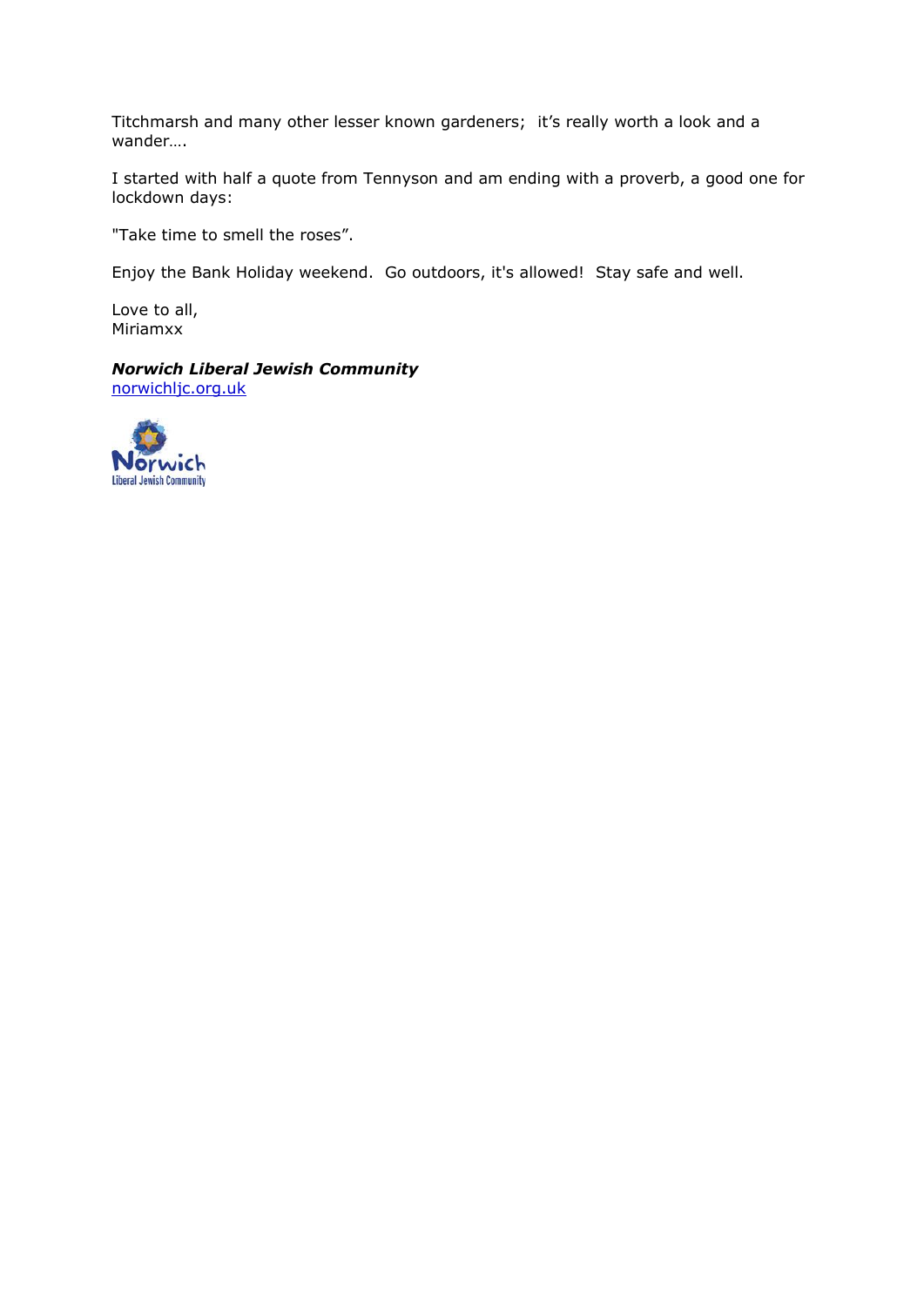Titchmarsh and many other lesser known gardeners; it's really worth a look and a wander….

I started with half a quote from Tennyson and am ending with a proverb, a good one for lockdown days:

"Take time to smell the roses".

Enjoy the Bank Holiday weekend. Go outdoors, it's allowed! Stay safe and well.

Love to all,
Miriamxx

***Norwich Liberal Jewish Community***
norwichljc.org.uk